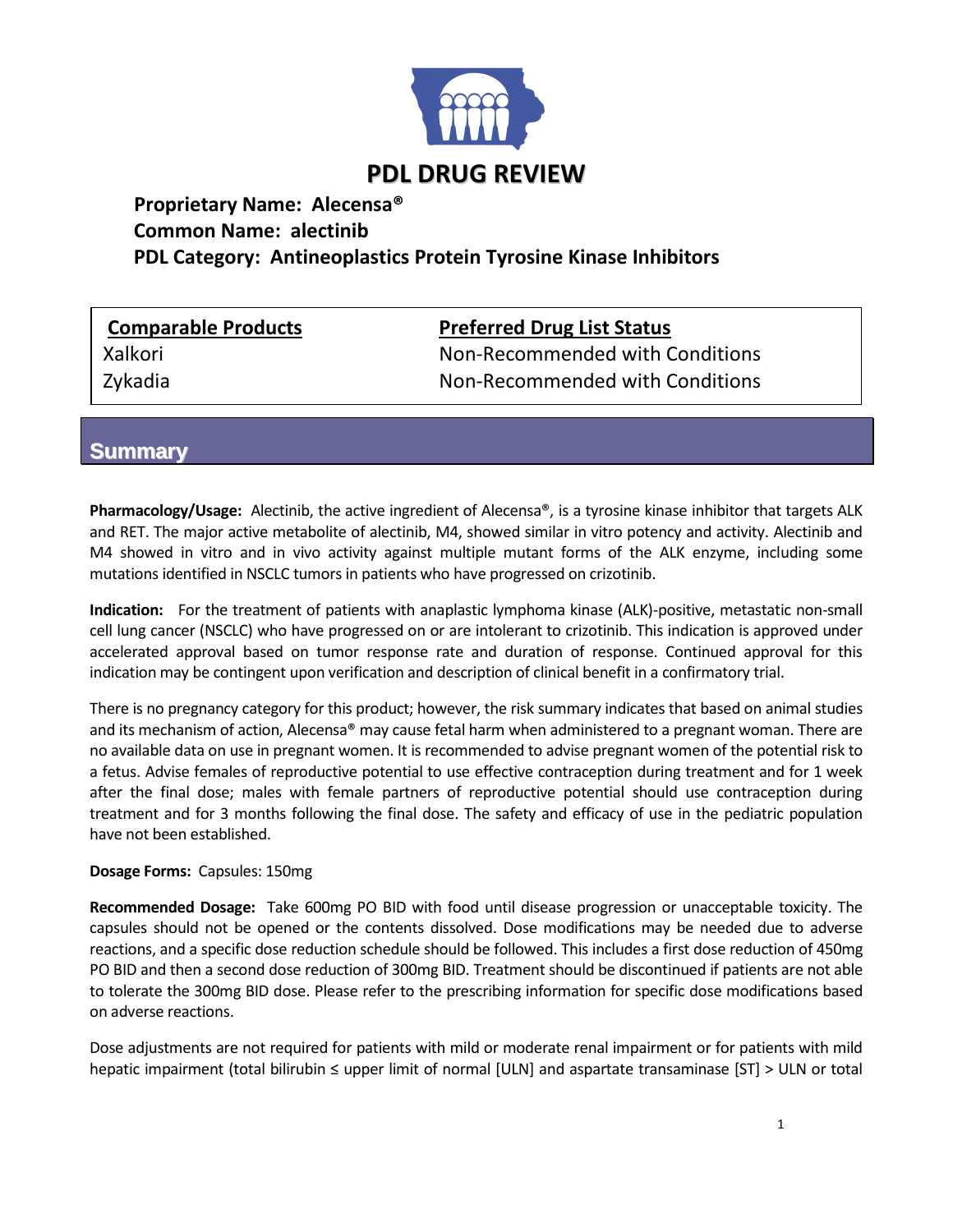# PDL DRUG REVIEW

**Proprietary Name: Alecensa®**
**Common Name: alectinib**
**PDL Category: Antineoplastics Protein Tyrosine Kinase Inhibitors**

| Comparable Products | Preferred Drug List Status |
|---|---|
| Xalkori | Non-Recommended with Conditions |
| Zykadia | Non-Recommended with Conditions |

## Summary

**Pharmacology/Usage:** Alectinib, the active ingredient of Alecensa®, is a tyrosine kinase inhibitor that targets ALK and RET. The major active metabolite of alectinib, M4, showed similar in vitro potency and activity. Alectinib and M4 showed in vitro and in vivo activity against multiple mutant forms of the ALK enzyme, including some mutations identified in NSCLC tumors in patients who have progressed on crizotinib.

**Indication:** For the treatment of patients with anaplastic lymphoma kinase (ALK)-positive, metastatic non-small cell lung cancer (NSCLC) who have progressed on or are intolerant to crizotinib. This indication is approved under accelerated approval based on tumor response rate and duration of response. Continued approval for this indication may be contingent upon verification and description of clinical benefit in a confirmatory trial.

There is no pregnancy category for this product; however, the risk summary indicates that based on animal studies and its mechanism of action, Alecensa® may cause fetal harm when administered to a pregnant woman. There are no available data on use in pregnant women. It is recommended to advise pregnant women of the potential risk to a fetus. Advise females of reproductive potential to use effective contraception during treatment and for 1 week after the final dose; males with female partners of reproductive potential should use contraception during treatment and for 3 months following the final dose. The safety and efficacy of use in the pediatric population have not been established.

**Dosage Forms:** Capsules: 150mg

**Recommended Dosage:** Take 600mg PO BID with food until disease progression or unacceptable toxicity. The capsules should not be opened or the contents dissolved. Dose modifications may be needed due to adverse reactions, and a specific dose reduction schedule should be followed. This includes a first dose reduction of 450mg PO BID and then a second dose reduction of 300mg BID. Treatment should be discontinued if patients are not able to tolerate the 300mg BID dose. Please refer to the prescribing information for specific dose modifications based on adverse reactions.

Dose adjustments are not required for patients with mild or moderate renal impairment or for patients with mild hepatic impairment (total bilirubin ≤ upper limit of normal [ULN] and aspartate transaminase [ST] > ULN or total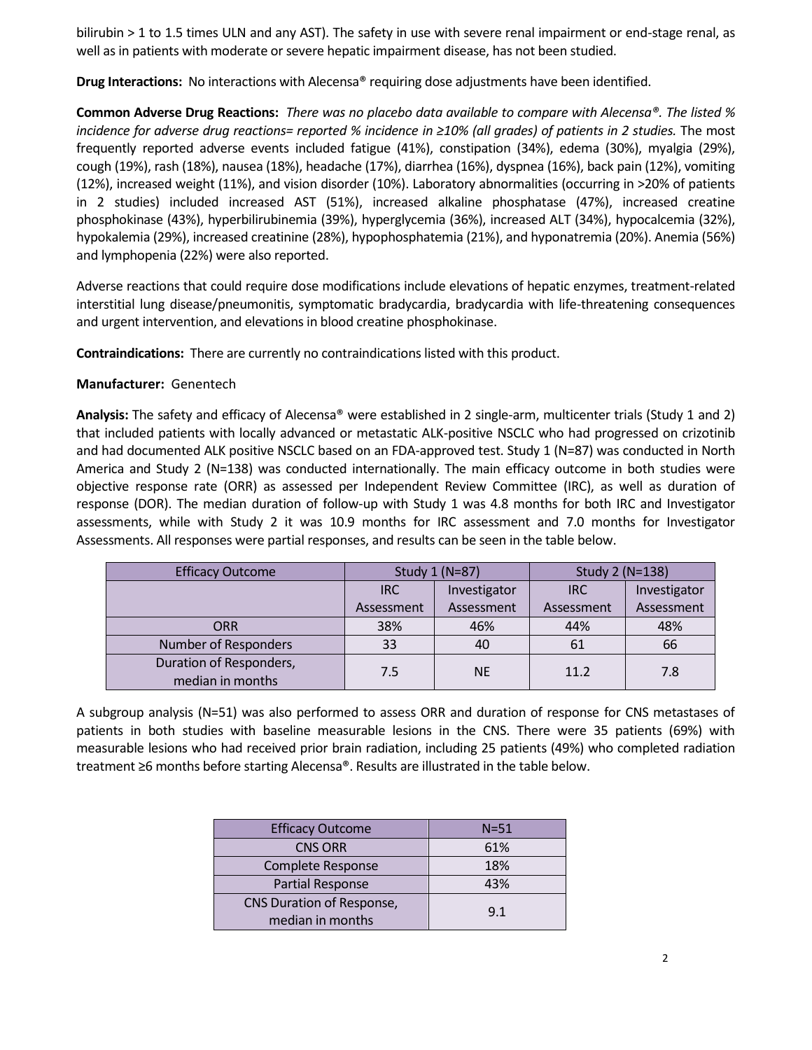bilirubin > 1 to 1.5 times ULN and any AST). The safety in use with severe renal impairment or end-stage renal, as well as in patients with moderate or severe hepatic impairment disease, has not been studied.

**Drug Interactions:** No interactions with Alecensa® requiring dose adjustments have been identified.

**Common Adverse Drug Reactions:** *There was no placebo data available to compare with Alecensa®. The listed % incidence for adverse drug reactions= reported % incidence in ≥10% (all grades) of patients in 2 studies.* The most frequently reported adverse events included fatigue (41%), constipation (34%), edema (30%), myalgia (29%), cough (19%), rash (18%), nausea (18%), headache (17%), diarrhea (16%), dyspnea (16%), back pain (12%), vomiting (12%), increased weight (11%), and vision disorder (10%). Laboratory abnormalities (occurring in >20% of patients in 2 studies) included increased AST (51%), increased alkaline phosphatase (47%), increased creatine phosphokinase (43%), hyperbilirubinemia (39%), hyperglycemia (36%), increased ALT (34%), hypocalcemia (32%), hypokalemia (29%), increased creatinine (28%), hypophosphatemia (21%), and hyponatremia (20%). Anemia (56%) and lymphopenia (22%) were also reported.

Adverse reactions that could require dose modifications include elevations of hepatic enzymes, treatment-related interstitial lung disease/pneumonitis, symptomatic bradycardia, bradycardia with life-threatening consequences and urgent intervention, and elevations in blood creatine phosphokinase.

**Contraindications:** There are currently no contraindications listed with this product.

**Manufacturer:** Genentech

**Analysis:** The safety and efficacy of Alecensa® were established in 2 single-arm, multicenter trials (Study 1 and 2) that included patients with locally advanced or metastatic ALK-positive NSCLC who had progressed on crizotinib and had documented ALK positive NSCLC based on an FDA-approved test. Study 1 (N=87) was conducted in North America and Study 2 (N=138) was conducted internationally. The main efficacy outcome in both studies were objective response rate (ORR) as assessed per Independent Review Committee (IRC), as well as duration of response (DOR). The median duration of follow-up with Study 1 was 4.8 months for both IRC and Investigator assessments, while with Study 2 it was 10.9 months for IRC assessment and 7.0 months for Investigator Assessments. All responses were partial responses, and results can be seen in the table below.

| Efficacy Outcome | Study 1 (N=87) | | Study 2 (N=138) | |
|---|---|---|---|---|
| | IRC Assessment | Investigator Assessment | IRC Assessment | Investigator Assessment |
| ORR | 38% | 46% | 44% | 48% |
| Number of Responders | 33 | 40 | 61 | 66 |
| Duration of Responders, median in months | 7.5 | NE | 11.2 | 7.8 |

A subgroup analysis (N=51) was also performed to assess ORR and duration of response for CNS metastases of patients in both studies with baseline measurable lesions in the CNS. There were 35 patients (69%) with measurable lesions who had received prior brain radiation, including 25 patients (49%) who completed radiation treatment ≥6 months before starting Alecensa®. Results are illustrated in the table below.

| Efficacy Outcome | N=51 |
|---|---|
| CNS ORR | 61% |
| Complete Response | 18% |
| Partial Response | 43% |
| CNS Duration of Response, median in months | 9.1 |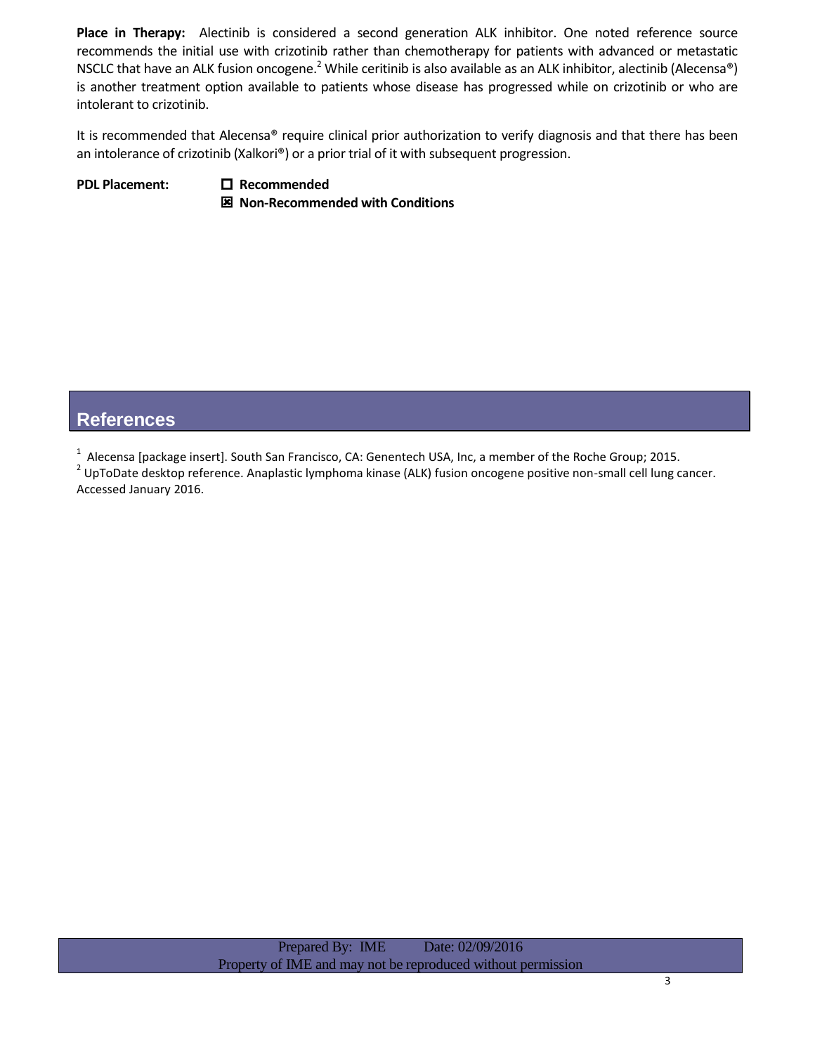**Place in Therapy:** Alectinib is considered a second generation ALK inhibitor. One noted reference source recommends the initial use with crizotinib rather than chemotherapy for patients with advanced or metastatic NSCLC that have an ALK fusion oncogene.[2] While ceritinib is also available as an ALK inhibitor, alectinib (Alecensa®) is another treatment option available to patients whose disease has progressed while on crizotinib or who are intolerant to crizotinib.

It is recommended that Alecensa® require clinical prior authorization to verify diagnosis and that there has been an intolerance of crizotinib (Xalkori®) or a prior trial of it with subsequent progression.

**PDL Placement:**

- ☐ **Recommended**
- ☒ **Non-Recommended with Conditions**

## References

[1] Alecensa [package insert]. South San Francisco, CA: Genentech USA, Inc, a member of the Roche Group; 2015.
[2] UpToDate desktop reference. Anaplastic lymphoma kinase (ALK) fusion oncogene positive non-small cell lung cancer. Accessed January 2016.

Prepared By: IME Date: 02/09/2016
Property of IME and may not be reproduced without permission